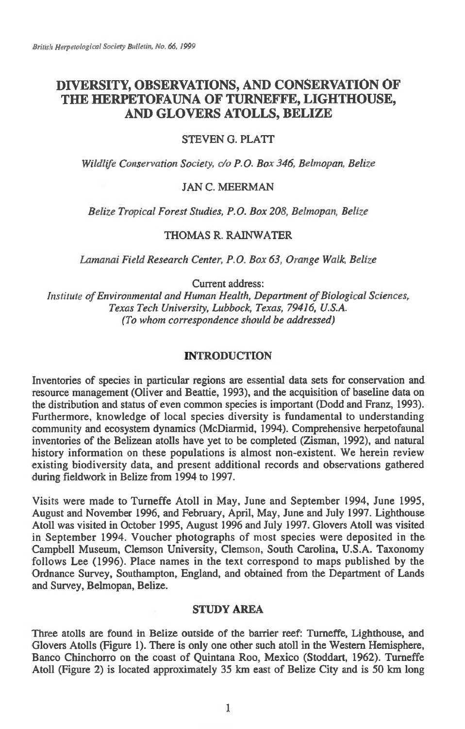# DIVERSITY, OBSERVATIONS, AND CONSERVATION OF THE HERPETOFAUNA OF TURNEFFE, LIGHTHOUSE, AND GLOVERS ATOLLS, BELIZE

STEVEN G. PLATT

*Wildlife Conservation Society, c/o P.O. Box 346, Belmopan, Belize*

JAN C. MEERMAN

*Belize Tropical Forest Studies, P.O. Box 208, Belmopan, Belize*

THOMAS R. RAINWATER

*Lamanai Field Research Center, P.O. Box 63, Orange Walk, Belize*

Current address:
*Institute of Environmental and Human Health, Department of Biological Sciences, Texas Tech University, Lubbock, Texas, 79416, U.S.A.*
*(To whom correspondence should be addressed)*

## INTRODUCTION

Inventories of species in particular regions are essential data sets for conservation and resource management (Oliver and Beattie, 1993), and the acquisition of baseline data on the distribution and status of even common species is important (Dodd and Franz, 1993). Furthermore, knowledge of local species diversity is fundamental to understanding community and ecosystem dynamics (McDiarmid, 1994). Comprehensive herpetofaunal inventories of the Belizean atolls have yet to be completed (Zisman, 1992), and natural history information on these populations is almost non-existent. We herein review existing biodiversity data, and present additional records and observations gathered during fieldwork in Belize from 1994 to 1997.

Visits were made to Turneffe Atoll in May, June and September 1994, June 1995, August and November 1996, and February, April, May, June and July 1997. Lighthouse Atoll was visited in October 1995, August 1996 and July 1997. Glovers Atoll was visited in September 1994. Voucher photographs of most species were deposited in the Campbell Museum, Clemson University, Clemson, South Carolina, U.S.A. Taxonomy follows Lee (1996). Place names in the text correspond to maps published by the Ordnance Survey, Southampton, England, and obtained from the Department of Lands and Survey, Belmopan, Belize.

## STUDY AREA

Three atolls are found in Belize outside of the barrier reef: Turneffe, Lighthouse, and Glovers Atolls (Figure 1). There is only one other such atoll in the Western Hemisphere, Banco Chinchorro on the coast of Quintana Roo, Mexico (Stoddart, 1962). Turneffe Atoll (Figure 2) is located approximately 35 km east of Belize City and is 50 km long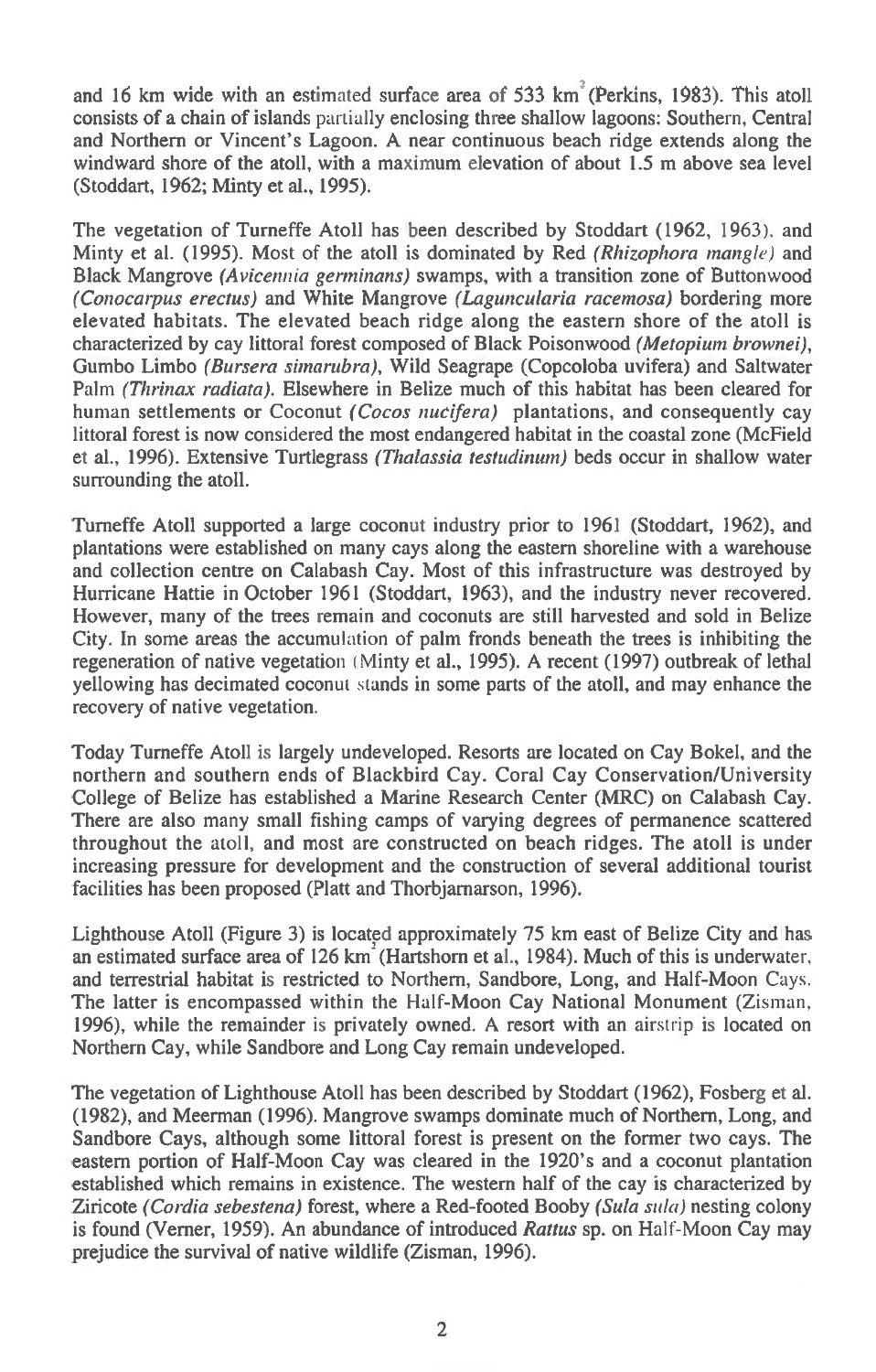and 16 km wide with an estimated surface area of 533 $km^2$ (Perkins, 1983). This atoll consists of a chain of islands partially enclosing three shallow lagoons: Southern, Central and Northern or Vincent's Lagoon. A near continuous beach ridge extends along the windward shore of the atoll, with a maximum elevation of about 1.5 m above sea level (Stoddart, 1962; Minty et al., 1995).

The vegetation of Turneffe Atoll has been described by Stoddart (1962, 1963), and Minty et al. (1995). Most of the atoll is dominated by Red *(Rhizophora mangle)* and Black Mangrove *(Avicennia germinans)* swamps, with a transition zone of Buttonwood *(Conocarpus erectus)* and White Mangrove *(Laguncularia racemosa)* bordering more elevated habitats. The elevated beach ridge along the eastern shore of the atoll is characterized by cay littoral forest composed of Black Poisonwood *(Metopium brownei)*, Gumbo Limbo *(Bursera simarubra)*, Wild Seagrape (Copcoloba uvifera) and Saltwater Palm *(Thrinax radiata)*. Elsewhere in Belize much of this habitat has been cleared for human settlements or Coconut *(Cocos nucifera)* plantations, and consequently cay littoral forest is now considered the most endangered habitat in the coastal zone (McField et al., 1996). Extensive Turtlegrass *(Thalassia testudinum)* beds occur in shallow water surrounding the atoll.

Turneffe Atoll supported a large coconut industry prior to 1961 (Stoddart, 1962), and plantations were established on many cays along the eastern shoreline with a warehouse and collection centre on Calabash Cay. Most of this infrastructure was destroyed by Hurricane Hattie in October 1961 (Stoddart, 1963), and the industry never recovered. However, many of the trees remain and coconuts are still harvested and sold in Belize City. In some areas the accumulation of palm fronds beneath the trees is inhibiting the regeneration of native vegetation (Minty et al., 1995). A recent (1997) outbreak of lethal yellowing has decimated coconut stands in some parts of the atoll, and may enhance the recovery of native vegetation.

Today Turneffe Atoll is largely undeveloped. Resorts are located on Cay Bokel, and the northern and southern ends of Blackbird Cay. Coral Cay Conservation/University College of Belize has established a Marine Research Center (MRC) on Calabash Cay. There are also many small fishing camps of varying degrees of permanence scattered throughout the atoll, and most are constructed on beach ridges. The atoll is under increasing pressure for development and the construction of several additional tourist facilities has been proposed (Platt and Thorbjarnarson, 1996).

Lighthouse Atoll (Figure 3) is located approximately 75 km east of Belize City and has an estimated surface area of 126 $km^2$ (Hartshorn et al., 1984). Much of this is underwater, and terrestrial habitat is restricted to Northern, Sandbore, Long, and Half-Moon Cays. The latter is encompassed within the Half-Moon Cay National Monument (Zisman, 1996), while the remainder is privately owned. A resort with an airstrip is located on Northern Cay, while Sandbore and Long Cay remain undeveloped.

The vegetation of Lighthouse Atoll has been described by Stoddart (1962), Fosberg et al. (1982), and Meerman (1996). Mangrove swamps dominate much of Northern, Long, and Sandbore Cays, although some littoral forest is present on the former two cays. The eastern portion of Half-Moon Cay was cleared in the 1920's and a coconut plantation established which remains in existence. The western half of the cay is characterized by Ziricote *(Cordia sebestena)* forest, where a Red-footed Booby *(Sula sula)* nesting colony is found (Verner, 1959). An abundance of introduced *Rattus* sp. on Half-Moon Cay may prejudice the survival of native wildlife (Zisman, 1996).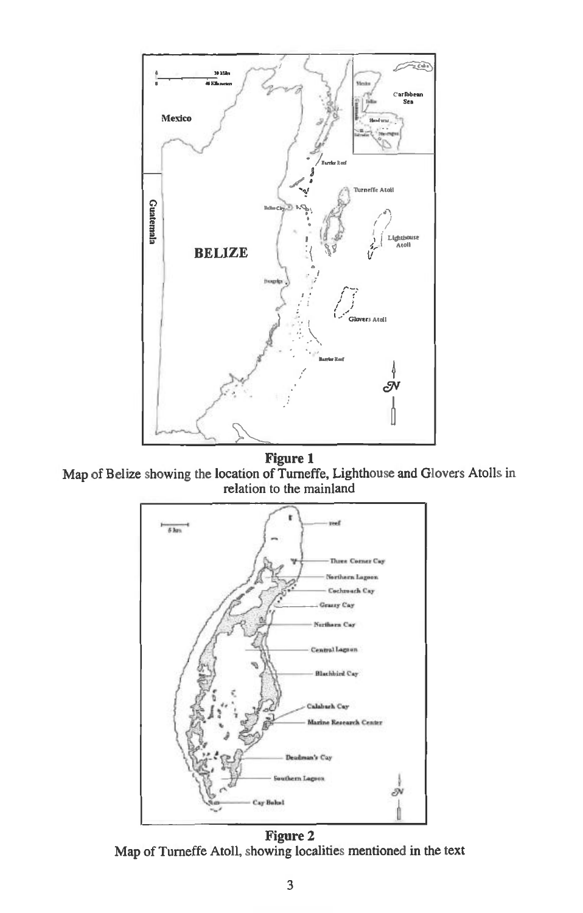**Figure 1**
Map of Belize showing the location of Turneffe, Lighthouse and Glovers Atolls in relation to the mainland

**Figure 2**
Map of Turneffe Atoll, showing localities mentioned in the text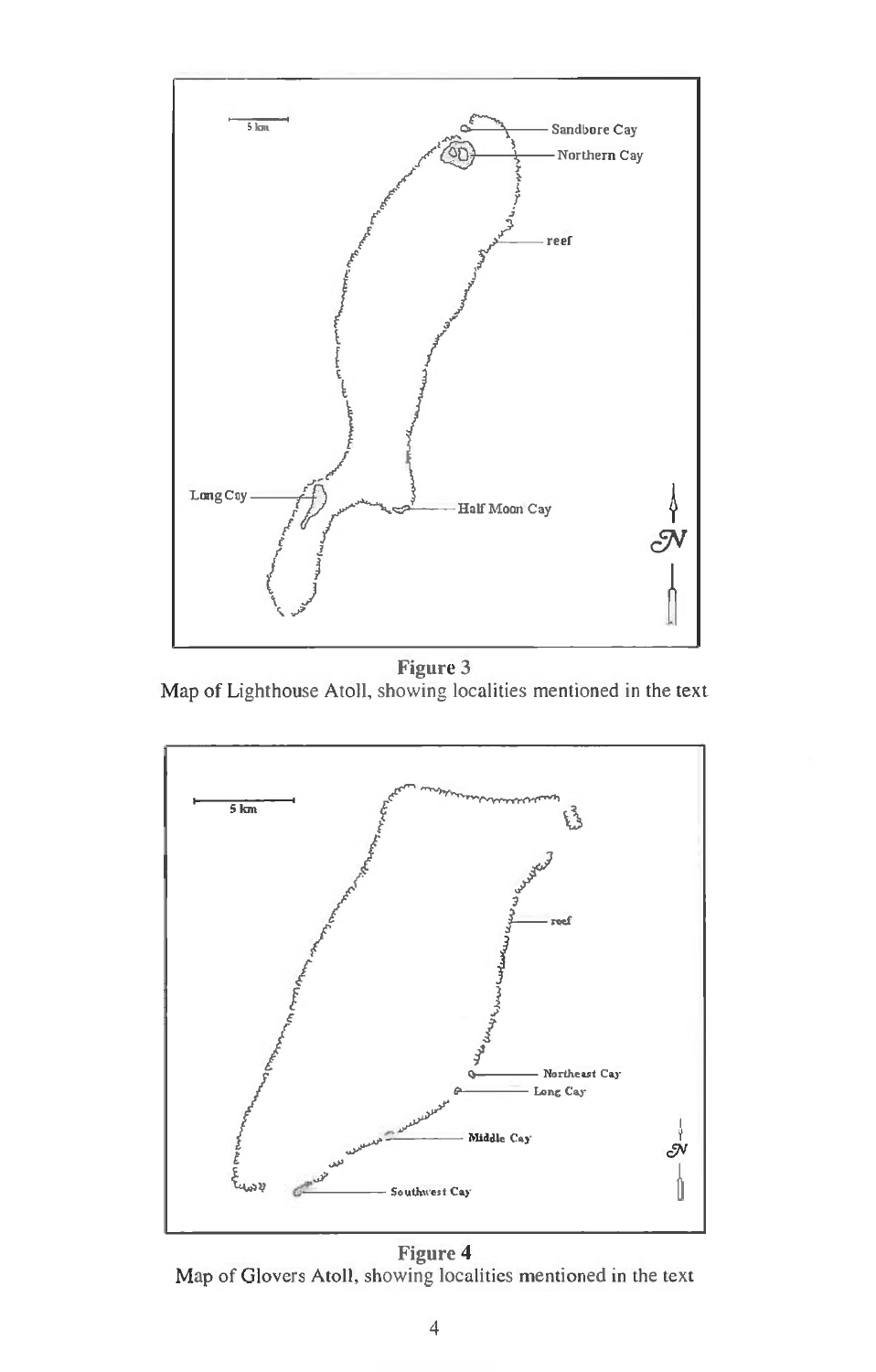**Figure 3**
Map of Lighthouse Atoll, showing localities mentioned in the text

**Figure 4**
Map of Glovers Atoll, showing localities mentioned in the text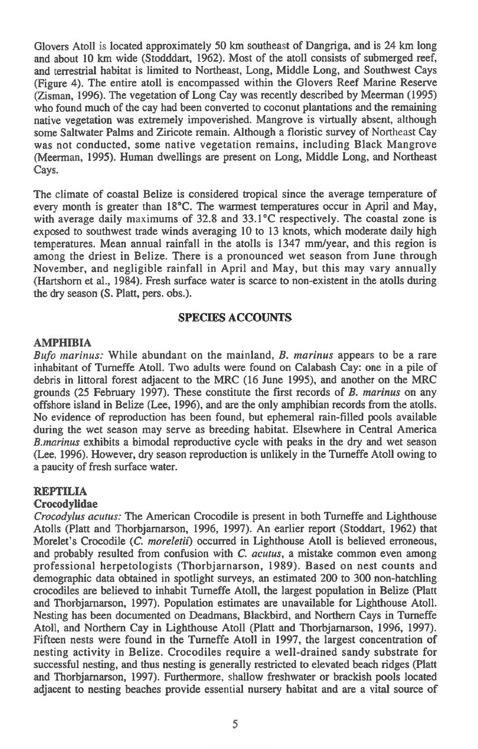Glovers Atoll is located approximately 50 km southeast of Dangriga, and is 24 km long and about 10 km wide (Stodddart, 1962). Most of the atoll consists of submerged reef, and terrestrial habitat is limited to Northeast, Long, Middle Long, and Southwest Cays (Figure 4). The entire atoll is encompassed within the Glovers Reef Marine Reserve (Zisman, 1996). The vegetation of Long Cay was recently described by Meerman (1995) who found much of the cay had been converted to coconut plantations and the remaining native vegetation was extremely impoverished. Mangrove is virtually absent, although some Saltwater Palms and Ziricote remain. Although a floristic survey of Northeast Cay was not conducted, some native vegetation remains, including Black Mangrove (Meerman, 1995). Human dwellings are present on Long, Middle Long, and Northeast Cays.

The climate of coastal Belize is considered tropical since the average temperature of every month is greater than 18°C. The warmest temperatures occur in April and May, with average daily maximums of 32.8 and 33.1°C respectively. The coastal zone is exposed to southwest trade winds averaging 10 to 13 knots, which moderate daily high temperatures. Mean annual rainfall in the atolls is 1347 mm/year, and this region is among the driest in Belize. There is a pronounced wet season from June through November, and negligible rainfall in April and May, but this may vary annually (Hartshorn et al., 1984). Fresh surface water is scarce to non-existent in the atolls during the dry season (S. Platt, pers. obs.).

## SPECIES ACCOUNTS

### AMPHIBIA

*Bufo marinus:* While abundant on the mainland, *B. marinus* appears to be a rare inhabitant of Turneffe Atoll. Two adults were found on Calabash Cay: one in a pile of debris in littoral forest adjacent to the MRC (16 June 1995), and another on the MRC grounds (25 February 1997). These constitute the first records of *B. marinus* on any offshore island in Belize (Lee, 1996), and are the only amphibian records from the atolls. No evidence of reproduction has been found, but ephemeral rain-filled pools available during the wet season may serve as breeding habitat. Elsewhere in Central America *B.marinus* exhibits a bimodal reproductive cycle with peaks in the dry and wet season (Lee, 1996). However, dry season reproduction is unlikely in the Turneffe Atoll owing to a paucity of fresh surface water.

### REPTILIA

#### Crocodylidae

*Crocodylus acutus:* The American Crocodile is present in both Turneffe and Lighthouse Atolls (Platt and Thorbjarnarson, 1996, 1997). An earlier report (Stoddart, 1962) that Morelet's Crocodile (*C. moreletii*) occurred in Lighthouse Atoll is believed erroneous, and probably resulted from confusion with *C. acutus*, a mistake common even among professional herpetologists (Thorbjarnarson, 1989). Based on nest counts and demographic data obtained in spotlight surveys, an estimated 200 to 300 non-hatchling crocodiles are believed to inhabit Turneffe Atoll, the largest population in Belize (Platt and Thorbjarnarson, 1997). Population estimates are unavailable for Lighthouse Atoll. Nesting has been documented on Deadmans, Blackbird, and Northern Cays in Turneffe Atoll, and Northern Cay in Lighthouse Atoll (Platt and Thorbjarnarson, 1996, 1997). Fifteen nests were found in the Turneffe Atoll in 1997, the largest concentration of nesting activity in Belize. Crocodiles require a well-drained sandy substrate for successful nesting, and thus nesting is generally restricted to elevated beach ridges (Platt and Thorbjarnarson, 1997). Furthermore, shallow freshwater or brackish pools located adjacent to nesting beaches provide essential nursery habitat and are a vital source of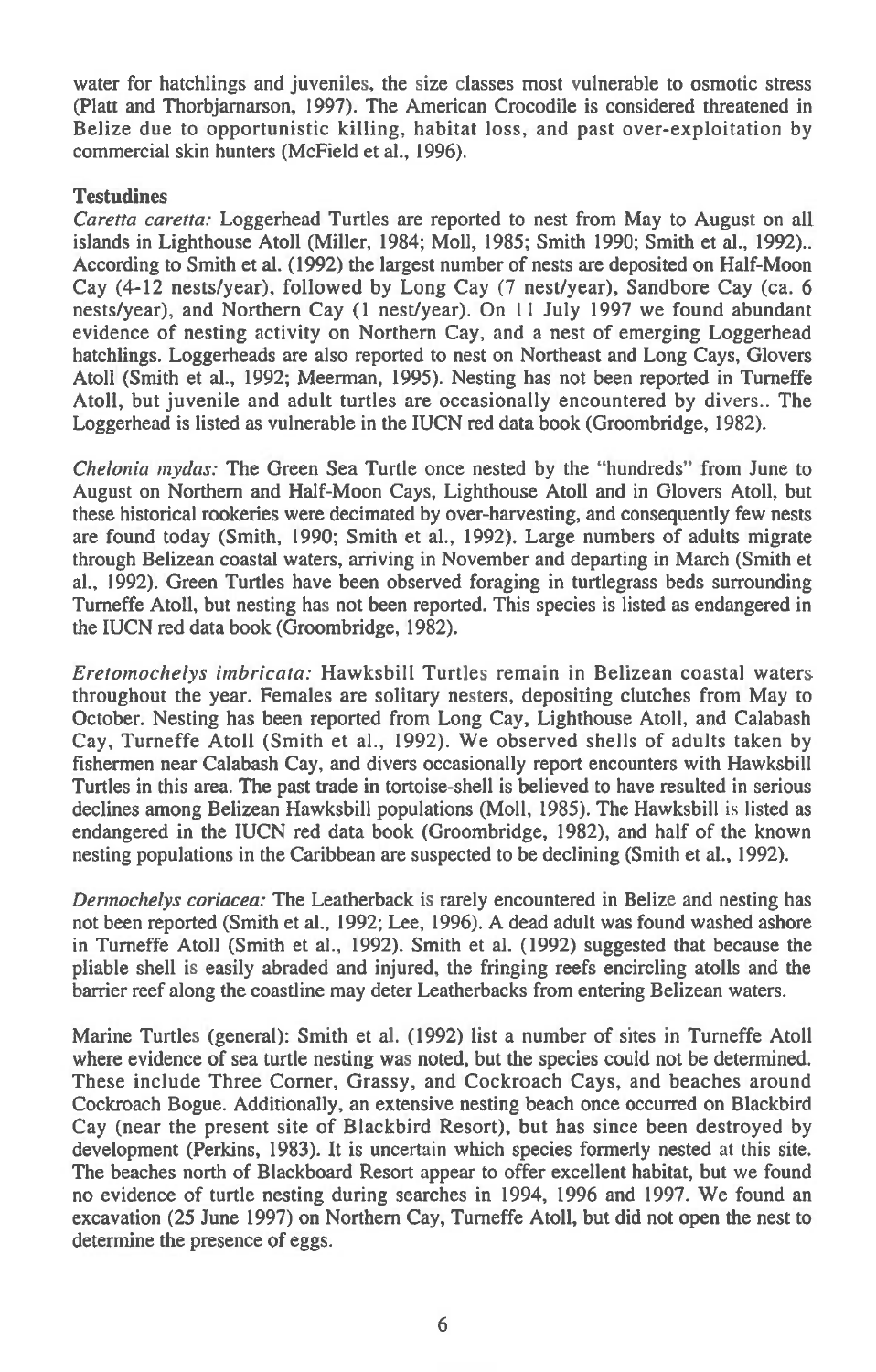water for hatchlings and juveniles, the size classes most vulnerable to osmotic stress (Platt and Thorbjarnarson, 1997). The American Crocodile is considered threatened in Belize due to opportunistic killing, habitat loss, and past over-exploitation by commercial skin hunters (McField et al., 1996).

### Testudines

*Caretta caretta:* Loggerhead Turtles are reported to nest from May to August on all islands in Lighthouse Atoll (Miller, 1984; Moll, 1985; Smith 1990; Smith et al., 1992).. According to Smith et al. (1992) the largest number of nests are deposited on Half-Moon Cay (4-12 nests/year), followed by Long Cay (7 nest/year), Sandbore Cay (ca. 6 nests/year), and Northern Cay (1 nest/year). On 11 July 1997 we found abundant evidence of nesting activity on Northern Cay, and a nest of emerging Loggerhead hatchlings. Loggerheads are also reported to nest on Northeast and Long Cays, Glovers Atoll (Smith et al., 1992; Meerman, 1995). Nesting has not been reported in Turneffe Atoll, but juvenile and adult turtles are occasionally encountered by divers.. The Loggerhead is listed as vulnerable in the IUCN red data book (Groombridge, 1982).

*Chelonia mydas:* The Green Sea Turtle once nested by the "hundreds" from June to August on Northern and Half-Moon Cays, Lighthouse Atoll and in Glovers Atoll, but these historical rookeries were decimated by over-harvesting, and consequently few nests are found today (Smith, 1990; Smith et al., 1992). Large numbers of adults migrate through Belizean coastal waters, arriving in November and departing in March (Smith et al., 1992). Green Turtles have been observed foraging in turtlegrass beds surrounding Turneffe Atoll, but nesting has not been reported. This species is listed as endangered in the IUCN red data book (Groombridge, 1982).

*Eretomochelys imbricata:* Hawksbill Turtles remain in Belizean coastal waters throughout the year. Females are solitary nesters, depositing clutches from May to October. Nesting has been reported from Long Cay, Lighthouse Atoll, and Calabash Cay, Turneffe Atoll (Smith et al., 1992). We observed shells of adults taken by fishermen near Calabash Cay, and divers occasionally report encounters with Hawksbill Turtles in this area. The past trade in tortoise-shell is believed to have resulted in serious declines among Belizean Hawksbill populations (Moll, 1985). The Hawksbill is listed as endangered in the IUCN red data book (Groombridge, 1982), and half of the known nesting populations in the Caribbean are suspected to be declining (Smith et al., 1992).

*Dermochelys coriacea:* The Leatherback is rarely encountered in Belize and nesting has not been reported (Smith et al., 1992; Lee, 1996). A dead adult was found washed ashore in Turneffe Atoll (Smith et al., 1992). Smith et al. (1992) suggested that because the pliable shell is easily abraded and injured, the fringing reefs encircling atolls and the barrier reef along the coastline may deter Leatherbacks from entering Belizean waters.

Marine Turtles (general): Smith et al. (1992) list a number of sites in Turneffe Atoll where evidence of sea turtle nesting was noted, but the species could not be determined. These include Three Corner, Grassy, and Cockroach Cays, and beaches around Cockroach Bogue. Additionally, an extensive nesting beach once occurred on Blackbird Cay (near the present site of Blackbird Resort), but has since been destroyed by development (Perkins, 1983). It is uncertain which species formerly nested at this site. The beaches north of Blackboard Resort appear to offer excellent habitat, but we found no evidence of turtle nesting during searches in 1994, 1996 and 1997. We found an excavation (25 June 1997) on Northern Cay, Turneffe Atoll, but did not open the nest to determine the presence of eggs.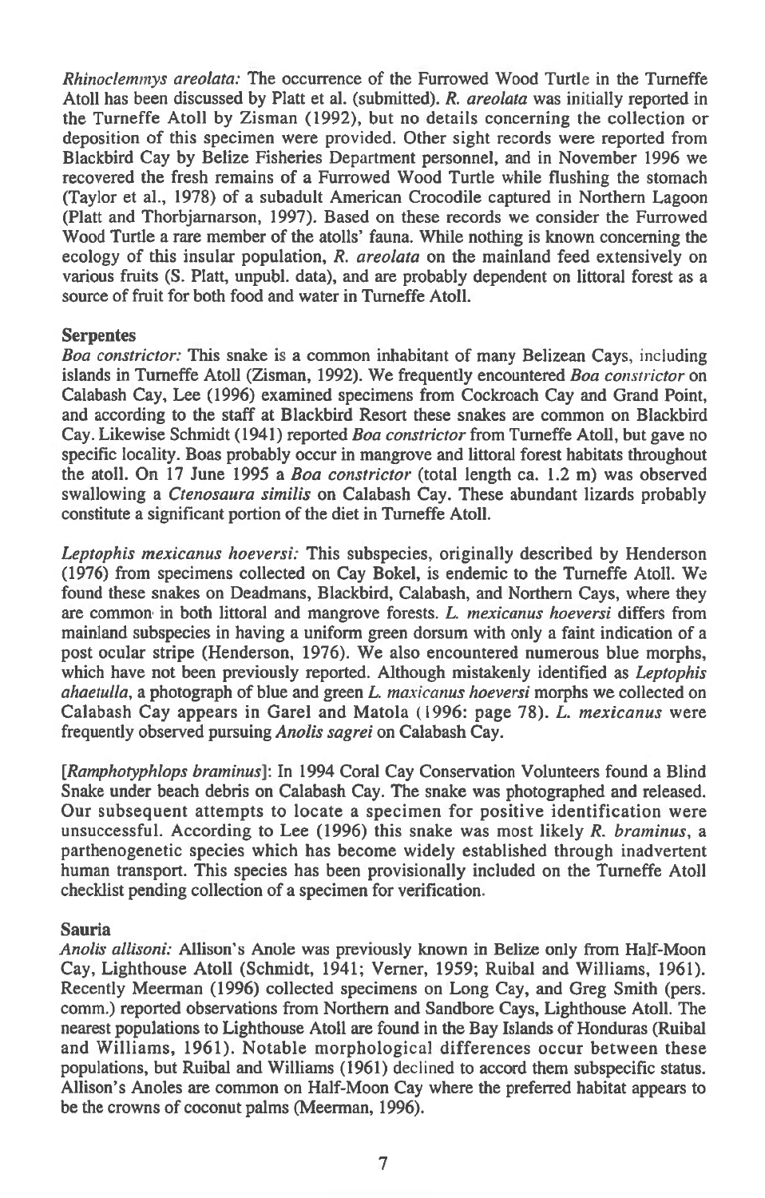*Rhinoclemmys areolata:* The occurrence of the Furrowed Wood Turtle in the Turneffe Atoll has been discussed by Platt et al. (submitted). *R. areolata* was initially reported in the Turneffe Atoll by Zisman (1992), but no details concerning the collection or deposition of this specimen were provided. Other sight records were reported from Blackbird Cay by Belize Fisheries Department personnel, and in November 1996 we recovered the fresh remains of a Furrowed Wood Turtle while flushing the stomach (Taylor et al., 1978) of a subadult American Crocodile captured in Northern Lagoon (Platt and Thorbjarnarson, 1997). Based on these records we consider the Furrowed Wood Turtle a rare member of the atolls' fauna. While nothing is known concerning the ecology of this insular population, *R. areolata* on the mainland feed extensively on various fruits (S. Platt, unpubl. data), and are probably dependent on littoral forest as a source of fruit for both food and water in Turneffe Atoll.

### Serpentes

*Boa constrictor:* This snake is a common inhabitant of many Belizean Cays, including islands in Turneffe Atoll (Zisman, 1992). We frequently encountered *Boa constrictor* on Calabash Cay, Lee (1996) examined specimens from Cockroach Cay and Grand Point, and according to the staff at Blackbird Resort these snakes are common on Blackbird Cay. Likewise Schmidt (1941) reported *Boa constrictor* from Turneffe Atoll, but gave no specific locality. Boas probably occur in mangrove and littoral forest habitats throughout the atoll. On 17 June 1995 a *Boa constrictor* (total length ca. 1.2 m) was observed swallowing a *Ctenosaura similis* on Calabash Cay. These abundant lizards probably constitute a significant portion of the diet in Turneffe Atoll.

*Leptophis mexicanus hoeversi:* This subspecies, originally described by Henderson (1976) from specimens collected on Cay Bokel, is endemic to the Turneffe Atoll. We found these snakes on Deadmans, Blackbird, Calabash, and Northern Cays, where they are common in both littoral and mangrove forests. *L. mexicanus hoeversi* differs from mainland subspecies in having a uniform green dorsum with only a faint indication of a post ocular stripe (Henderson, 1976). We also encountered numerous blue morphs, which have not been previously reported. Although mistakenly identified as *Leptophis ahaetulla*, a photograph of blue and green *L. maxicanus hoeversi* morphs we collected on Calabash Cay appears in Garel and Matola (1996: page 78). *L. mexicanus* were frequently observed pursuing *Anolis sagrei* on Calabash Cay.

[*Ramphotyphlops braminus*]: In 1994 Coral Cay Conservation Volunteers found a Blind Snake under beach debris on Calabash Cay. The snake was photographed and released. Our subsequent attempts to locate a specimen for positive identification were unsuccessful. According to Lee (1996) this snake was most likely *R. braminus*, a parthenogenetic species which has become widely established through inadvertent human transport. This species has been provisionally included on the Turneffe Atoll checklist pending collection of a specimen for verification.

### Sauria

*Anolis allisoni:* Allison's Anole was previously known in Belize only from Half-Moon Cay, Lighthouse Atoll (Schmidt, 1941; Verner, 1959; Ruibal and Williams, 1961). Recently Meerman (1996) collected specimens on Long Cay, and Greg Smith (pers. comm.) reported observations from Northern and Sandbore Cays, Lighthouse Atoll. The nearest populations to Lighthouse Atoll are found in the Bay Islands of Honduras (Ruibal and Williams, 1961). Notable morphological differences occur between these populations, but Ruibal and Williams (1961) declined to accord them subspecific status. Allison's Anoles are common on Half-Moon Cay where the preferred habitat appears to be the crowns of coconut palms (Meerman, 1996).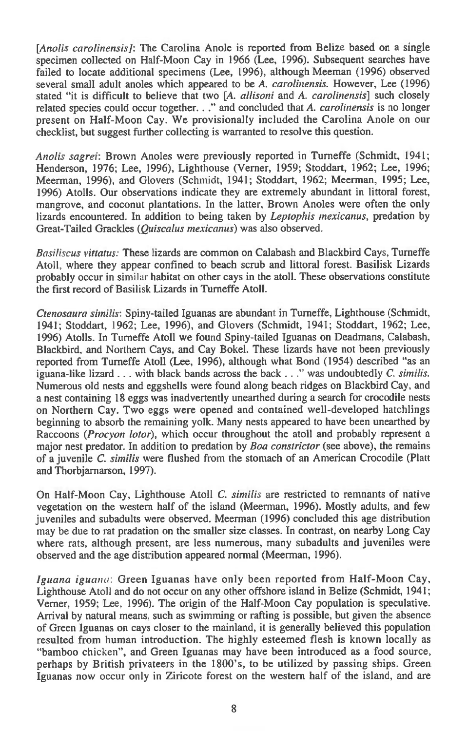[*Anolis carolinensis*]: The Carolina Anole is reported from Belize based on a single specimen collected on Half-Moon Cay in 1966 (Lee, 1996). Subsequent searches have failed to locate additional specimens (Lee, 1996), although Meeman (1996) observed several small adult anoles which appeared to be *A. carolinensis*. However, Lee (1996) stated "it is difficult to believe that two [*A. allisoni* and *A. carolinensis*] such closely related species could occur together. . ." and concluded that *A. carolinensis* is no longer present on Half-Moon Cay. We provisionally included the Carolina Anole on our checklist, but suggest further collecting is warranted to resolve this question.

*Anolis sagrei*: Brown Anoles were previously reported in Turneffe (Schmidt, 1941; Henderson, 1976; Lee, 1996), Lighthouse (Verner, 1959; Stoddart, 1962; Lee, 1996; Meerman, 1996), and Glovers (Schmidt, 1941; Stoddart, 1962; Meerman, 1995; Lee, 1996) Atolls. Our observations indicate they are extremely abundant in littoral forest, mangrove, and coconut plantations. In the latter, Brown Anoles were often the only lizards encountered. In addition to being taken by *Leptophis mexicanus*, predation by Great-Tailed Grackles (*Quiscalus mexicanus*) was also observed.

*Basiliscus vittatus:* These lizards are common on Calabash and Blackbird Cays, Turneffe Atoll, where they appear confined to beach scrub and littoral forest. Basilisk Lizards probably occur in similar habitat on other cays in the atoll. These observations constitute the first record of Basilisk Lizards in Turneffe Atoll.

*Ctenosaura similis*: Spiny-tailed Iguanas are abundant in Turneffe, Lighthouse (Schmidt, 1941; Stoddart, 1962; Lee, 1996), and Glovers (Schmidt, 1941; Stoddart, 1962; Lee, 1996) Atolls. In Turneffe Atoll we found Spiny-tailed Iguanas on Deadmans, Calabash, Blackbird, and Northern Cays, and Cay Bokel. These lizards have not been previously reported from Turneffe Atoll (Lee, 1996), although what Bond (1954) described "as an iguana-like lizard . . . with black bands across the back . . ." was undoubtedly *C. similis*. Numerous old nests and eggshells were found along beach ridges on Blackbird Cay, and a nest containing 18 eggs was inadvertently unearthed during a search for crocodile nests on Northern Cay. Two eggs were opened and contained well-developed hatchlings beginning to absorb the remaining yolk. Many nests appeared to have been unearthed by Raccoons (*Procyon lotor*), which occur throughout the atoll and probably represent a major nest predator. In addition to predation by *Boa constrictor* (see above), the remains of a juvenile *C. similis* were flushed from the stomach of an American Crocodile (Platt and Thorbjarnarson, 1997).

On Half-Moon Cay, Lighthouse Atoll *C. similis* are restricted to remnants of native vegetation on the western half of the island (Meerman, 1996). Mostly adults, and few juveniles and subadults were observed. Meerman (1996) concluded this age distribution may be due to rat pradation on the smaller size classes. In contrast, on nearby Long Cay where rats, although present, are less numerous, many subadults and juveniles were observed and the age distribution appeared normal (Meerman, 1996).

*Iguana iguana*: Green Iguanas have only been reported from Half-Moon Cay, Lighthouse Atoll and do not occur on any other offshore island in Belize (Schmidt, 1941; Verner, 1959; Lee, 1996). The origin of the Half-Moon Cay population is speculative. Arrival by natural means, such as swimming or rafting is possible, but given the absence of Green Iguanas on cays closer to the mainland, it is generally believed this population resulted from human introduction. The highly esteemed flesh is known locally as "bamboo chicken", and Green Iguanas may have been introduced as a food source, perhaps by British privateers in the 1800's, to be utilized by passing ships. Green Iguanas now occur only in Ziricote forest on the western half of the island, and are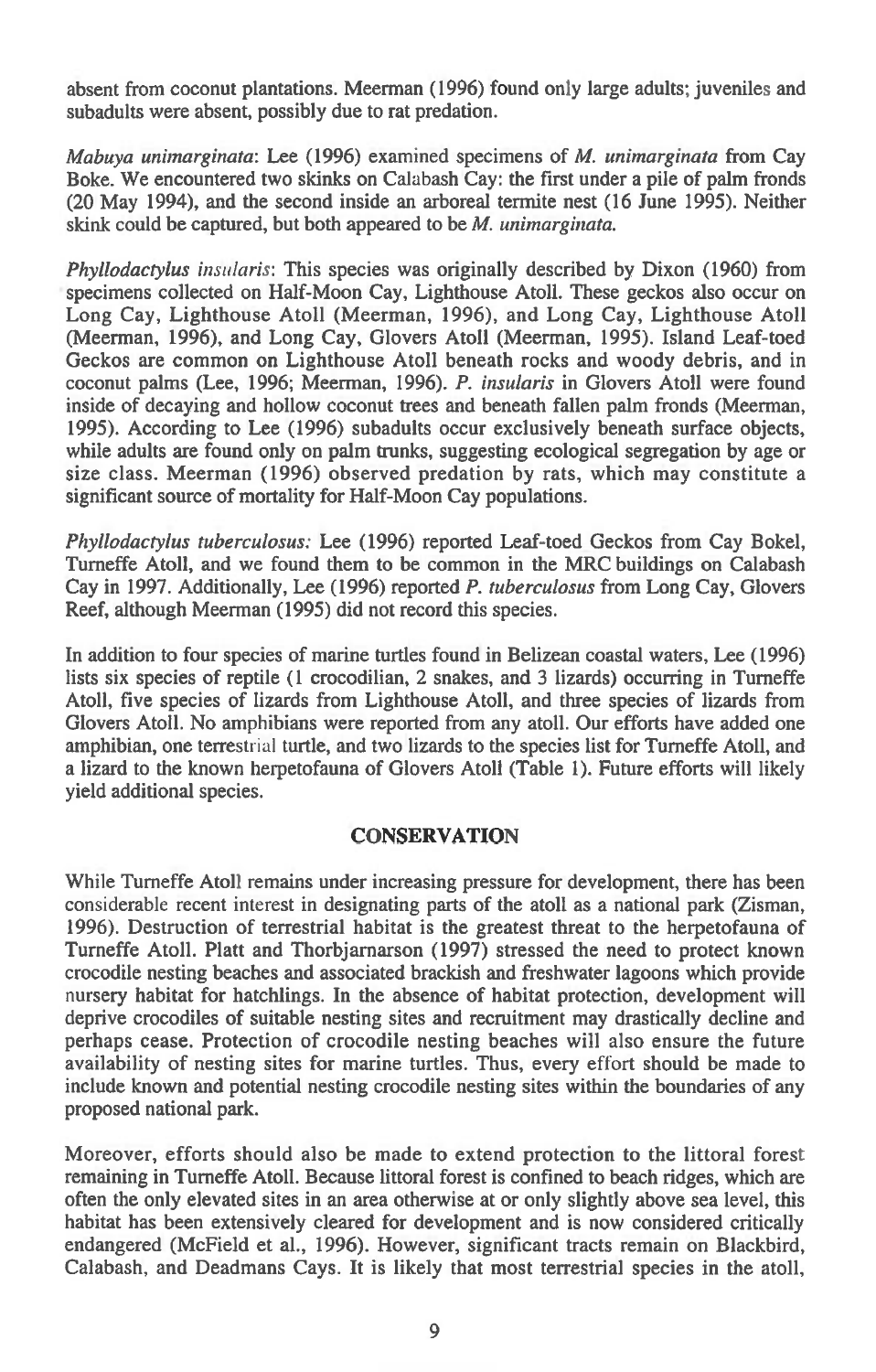absent from coconut plantations. Meerman (1996) found only large adults; juveniles and subadults were absent, possibly due to rat predation.

*Mabuya unimarginata*: Lee (1996) examined specimens of *M. unimarginata* from Cay Boke. We encountered two skinks on Calabash Cay: the first under a pile of palm fronds (20 May 1994), and the second inside an arboreal termite nest (16 June 1995). Neither skink could be captured, but both appeared to be *M. unimarginata.*

*Phyllodactylus insularis*: This species was originally described by Dixon (1960) from specimens collected on Half-Moon Cay, Lighthouse Atoll. These geckos also occur on Long Cay, Lighthouse Atoll (Meerman, 1996), and Long Cay, Lighthouse Atoll (Meerman, 1996), and Long Cay, Glovers Atoll (Meerman, 1995). Island Leaf-toed Geckos are common on Lighthouse Atoll beneath rocks and woody debris, and in coconut palms (Lee, 1996; Meerman, 1996). *P. insularis* in Glovers Atoll were found inside of decaying and hollow coconut trees and beneath fallen palm fronds (Meerman, 1995). According to Lee (1996) subadults occur exclusively beneath surface objects, while adults are found only on palm trunks, suggesting ecological segregation by age or size class. Meerman (1996) observed predation by rats, which may constitute a significant source of mortality for Half-Moon Cay populations.

*Phyllodactylus tuberculosus:* Lee (1996) reported Leaf-toed Geckos from Cay Bokel, Turneffe Atoll, and we found them to be common in the MRC buildings on Calabash Cay in 1997. Additionally, Lee (1996) reported *P. tuberculosus* from Long Cay, Glovers Reef, although Meerman (1995) did not record this species.

In addition to four species of marine turtles found in Belizean coastal waters, Lee (1996) lists six species of reptile (1 crocodilian, 2 snakes, and 3 lizards) occurring in Turneffe Atoll, five species of lizards from Lighthouse Atoll, and three species of lizards from Glovers Atoll. No amphibians were reported from any atoll. Our efforts have added one amphibian, one terrestrial turtle, and two lizards to the species list for Turneffe Atoll, and a lizard to the known herpetofauna of Glovers Atoll (Table 1). Future efforts will likely yield additional species.

## CONSERVATION

While Turneffe Atoll remains under increasing pressure for development, there has been considerable recent interest in designating parts of the atoll as a national park (Zisman, 1996). Destruction of terrestrial habitat is the greatest threat to the herpetofauna of Turneffe Atoll. Platt and Thorbjarnarson (1997) stressed the need to protect known crocodile nesting beaches and associated brackish and freshwater lagoons which provide nursery habitat for hatchlings. In the absence of habitat protection, development will deprive crocodiles of suitable nesting sites and recruitment may drastically decline and perhaps cease. Protection of crocodile nesting beaches will also ensure the future availability of nesting sites for marine turtles. Thus, every effort should be made to include known and potential nesting crocodile nesting sites within the boundaries of any proposed national park.

Moreover, efforts should also be made to extend protection to the littoral forest remaining in Turneffe Atoll. Because littoral forest is confined to beach ridges, which are often the only elevated sites in an area otherwise at or only slightly above sea level, this habitat has been extensively cleared for development and is now considered critically endangered (McField et al., 1996). However, significant tracts remain on Blackbird, Calabash, and Deadmans Cays. It is likely that most terrestrial species in the atoll,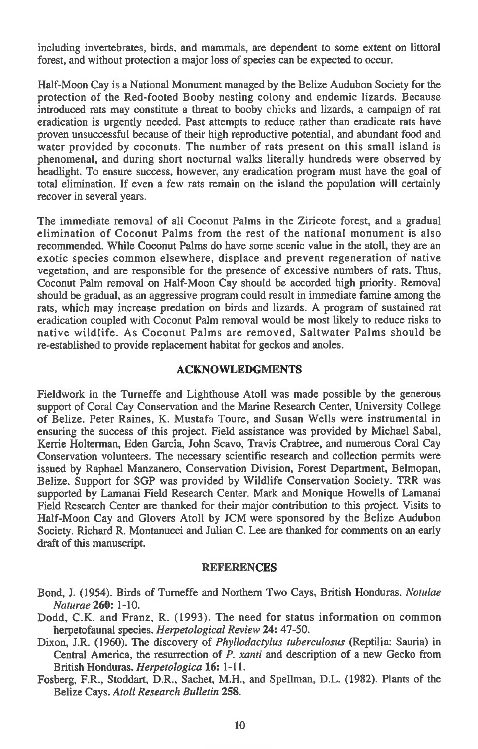including invertebrates, birds, and mammals, are dependent to some extent on littoral forest, and without protection a major loss of species can be expected to occur.

Half-Moon Cay is a National Monument managed by the Belize Audubon Society for the protection of the Red-footed Booby nesting colony and endemic lizards. Because introduced rats may constitute a threat to booby chicks and lizards, a campaign of rat eradication is urgently needed. Past attempts to reduce rather than eradicate rats have proven unsuccessful because of their high reproductive potential, and abundant food and water provided by coconuts. The number of rats present on this small island is phenomenal, and during short nocturnal walks literally hundreds were observed by headlight. To ensure success, however, any eradication program must have the goal of total elimination. If even a few rats remain on the island the population will certainly recover in several years.

The immediate removal of all Coconut Palms in the Ziricote forest, and a gradual elimination of Coconut Palms from the rest of the national monument is also recommended. While Coconut Palms do have some scenic value in the atoll, they are an exotic species common elsewhere, displace and prevent regeneration of native vegetation, and are responsible for the presence of excessive numbers of rats. Thus, Coconut Palm removal on Half-Moon Cay should be accorded high priority. Removal should be gradual, as an aggressive program could result in immediate famine among the rats, which may increase predation on birds and lizards. A program of sustained rat eradication coupled with Coconut Palm removal would be most likely to reduce risks to native wildlife. As Coconut Palms are removed, Saltwater Palms should be re-established to provide replacement habitat for geckos and anoles.

## ACKNOWLEDGMENTS

Fieldwork in the Turneffe and Lighthouse Atoll was made possible by the generous support of Coral Cay Conservation and the Marine Research Center, University College of Belize. Peter Raines, K. Mustafa Toure, and Susan Wells were instrumental in ensuring the success of this project. Field assistance was provided by Michael Sabal, Kerrie Holterman, Eden Garcia, John Scavo, Travis Crabtree, and numerous Coral Cay Conservation volunteers. The necessary scientific research and collection permits were issued by Raphael Manzanero, Conservation Division, Forest Department, Belmopan, Belize. Support for SGP was provided by Wildlife Conservation Society. TRR was supported by Lamanai Field Research Center. Mark and Monique Howells of Lamanai Field Research Center are thanked for their major contribution to this project. Visits to Half-Moon Cay and Glovers Atoll by JCM were sponsored by the Belize Audubon Society. Richard R. Montanucci and Julian C. Lee are thanked for comments on an early draft of this manuscript.

## REFERENCES

Bond, J. (1954). Birds of Turneffe and Northern Two Cays, British Honduras. *Notulae Naturae* **260:** 1-10.

Dodd, C.K. and Franz, R. (1993). The need for status information on common herpetofaunal species. *Herpetological Review* **24:** 47-50.

Dixon, J.R. (1960). The discovery of *Phyllodactylus tuberculosus* (Reptilia: Sauria) in Central America, the resurrection of *P. xanti* and description of a new Gecko from British Honduras. *Herpetologica* **16:** 1-11.

Fosberg, F.R., Stoddart, D.R., Sachet, M.H., and Spellman, D.L. (1982). Plants of the Belize Cays. *Atoll Research Bulletin* **258.**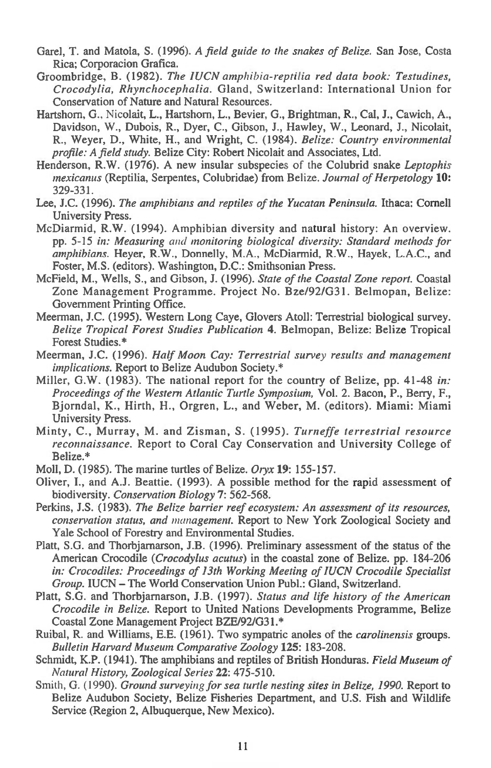Garel, T. and Matola, S. (1996). *A field guide to the snakes of Belize.* San Jose, Costa Rica; Corporacion Grafica.

Groombridge, B. (1982). *The IUCN amphibia-reptilia red data book: Testudines, Crocodylia, Rhynchocephalia.* Gland, Switzerland: International Union for Conservation of Nature and Natural Resources.

Hartshorn, G., Nicolait, L., Hartshorn, L., Bevier, G., Brightman, R., Cal, J., Cawich, A., Davidson, W., Dubois, R., Dyer, C., Gibson, J., Hawley, W., Leonard, J., Nicolait, R., Weyer, D., White, H., and Wright, C. (1984). *Belize: Country environmental profile: A field study.* Belize City: Robert Nicolait and Associates, Ltd.

Henderson, R.W. (1976). A new insular subspecies of the Colubrid snake *Leptophis mexicanus* (Reptilia, Serpentes, Colubridae) from Belize. *Journal of Herpetology* **10:** 329-331.

Lee, J.C. (1996). *The amphibians and reptiles of the Yucatan Peninsula.* Ithaca: Cornell University Press.

McDiarmid, R.W. (1994). Amphibian diversity and natural history: An overview. pp. 5-15 *in: Measuring and monitoring biological diversity: Standard methods for amphibians.* Heyer, R.W., Donnelly, M.A., McDiarmid, R.W., Hayek, L.A.C., and Foster, M.S. (editors). Washington, D.C.: Smithsonian Press.

McField, M., Wells, S., and Gibson, J. (1996). *State of the Coastal Zone report.* Coastal Zone Management Programme. Project No. Bze/92/G31. Belmopan, Belize: Government Printing Office.

Meerman, J.C. (1995). Western Long Caye, Glovers Atoll: Terrestrial biological survey. *Belize Tropical Forest Studies Publication* **4**. Belmopan, Belize: Belize Tropical Forest Studies.*

Meerman, J.C. (1996). *Half Moon Cay: Terrestrial survey results and management implications.* Report to Belize Audubon Society.*

Miller, G.W. (1983). The national report for the country of Belize, pp. 41-48 *in: Proceedings of the Western Atlantic Turtle Symposium,* Vol. 2. Bacon, P., Berry, F., Bjorndal, K., Hirth, H., Orgren, L., and Weber, M. (editors). Miami: Miami University Press.

Minty, C., Murray, M. and Zisman, S. (1995). *Turneffe terrestrial resource reconnaissance.* Report to Coral Cay Conservation and University College of Belize.*

Moll, D. (1985). The marine turtles of Belize. *Oryx* **19**: 155-157.

Oliver, I., and A.J. Beattie. (1993). A possible method for the rapid assessment of biodiversity. *Conservation Biology* **7**: 562-568.

Perkins, J.S. (1983). *The Belize barrier reef ecosystem: An assessment of its resources, conservation status, and management.* Report to New York Zoological Society and Yale School of Forestry and Environmental Studies.

Platt, S.G. and Thorbjarnarson, J.B. (1996). Preliminary assessment of the status of the American Crocodile (*Crocodylus acutus*) in the coastal zone of Belize. pp. 184-206 *in: Crocodiles: Proceedings of 13th Working Meeting of IUCN Crocodile Specialist Group.* IUCN – The World Conservation Union Publ.: Gland, Switzerland.

Platt, S.G. and Thorbjarnarson, J.B. (1997). *Status and life history of the American Crocodile in Belize.* Report to United Nations Developments Programme, Belize Coastal Zone Management Project BZE/92/G31.*

Ruibal, R. and Williams, E.E. (1961). Two sympatric anoles of the *carolinensis* groups. *Bulletin Harvard Museum Comparative Zoology* **125**: 183-208.

Schmidt, K.P. (1941). The amphibians and reptiles of British Honduras. *Field Museum of Natural History, Zoological Series* **22**: 475-510.

Smith, G. (1990). *Ground surveying for sea turtle nesting sites in Belize, 1990.* Report to Belize Audubon Society, Belize Fisheries Department, and U.S. Fish and Wildlife Service (Region 2, Albuquerque, New Mexico).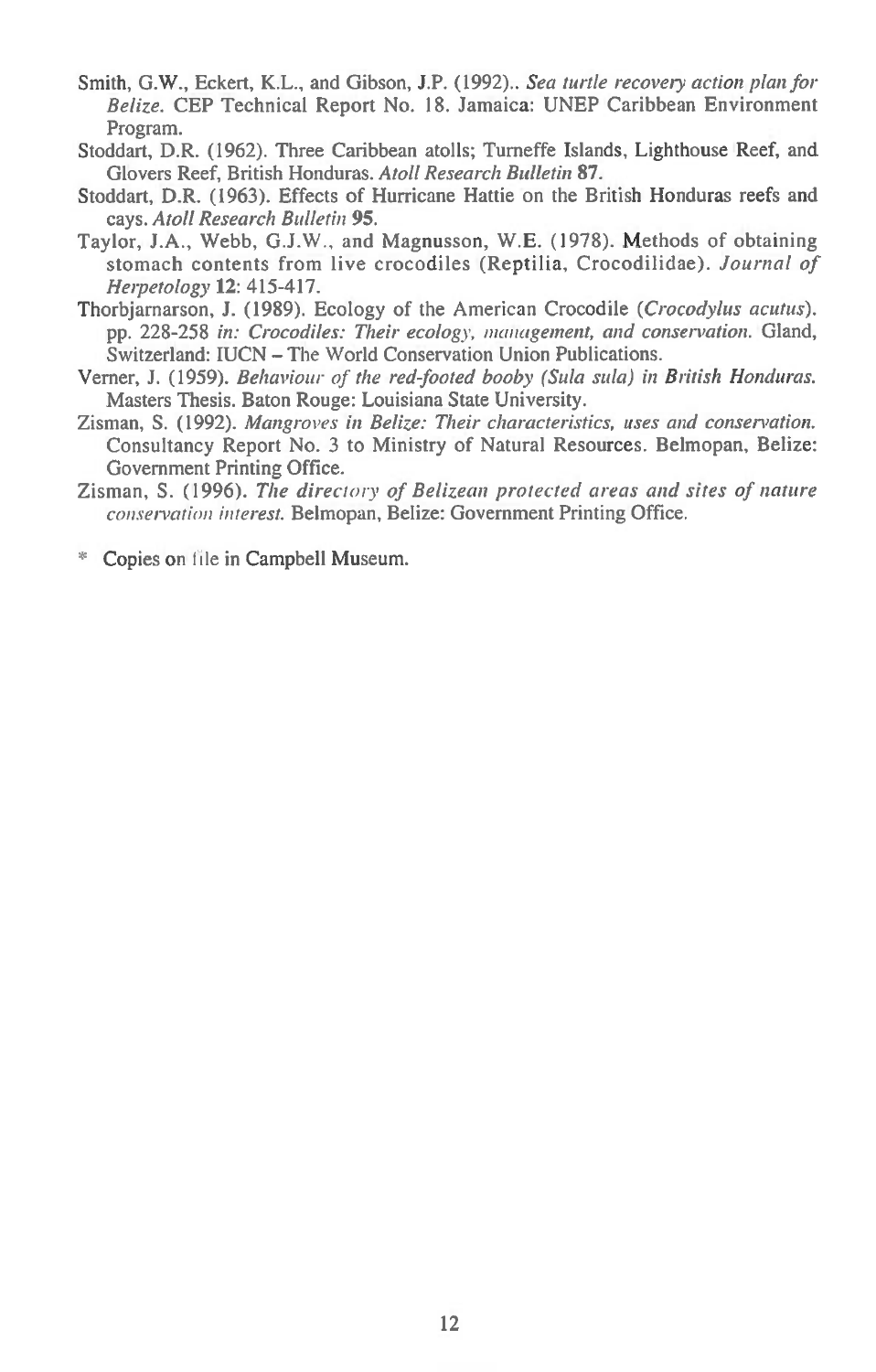Smith, G.W., Eckert, K.L., and Gibson, J.P. (1992).. *Sea turtle recovery action plan for Belize.* CEP Technical Report No. 18. Jamaica: UNEP Caribbean Environment Program.

Stoddart, D.R. (1962). Three Caribbean atolls; Turneffe Islands, Lighthouse Reef, and Glovers Reef, British Honduras. *Atoll Research Bulletin* **87**.

Stoddart, D.R. (1963). Effects of Hurricane Hattie on the British Honduras reefs and cays. *Atoll Research Bulletin* **95**.

Taylor, J.A., Webb, G.J.W., and Magnusson, W.E. (1978). Methods of obtaining stomach contents from live crocodiles (Reptilia, Crocodilidae). *Journal of Herpetology* **12**: 415-417.

Thorbjarnarson, J. (1989). Ecology of the American Crocodile (*Crocodylus acutus*). pp. 228-258 *in: Crocodiles: Their ecology, management, and conservation.* Gland, Switzerland: IUCN – The World Conservation Union Publications.

Verner, J. (1959). *Behaviour of the red-footed booby (Sula sula) in British Honduras.* Masters Thesis. Baton Rouge: Louisiana State University.

Zisman, S. (1992). *Mangroves in Belize: Their characteristics, uses and conservation.* Consultancy Report No. 3 to Ministry of Natural Resources. Belmopan, Belize: Government Printing Office.

Zisman, S. (1996). *The directory of Belizean protected areas and sites of nature conservation interest.* Belmopan, Belize: Government Printing Office.

\* Copies on file in Campbell Museum.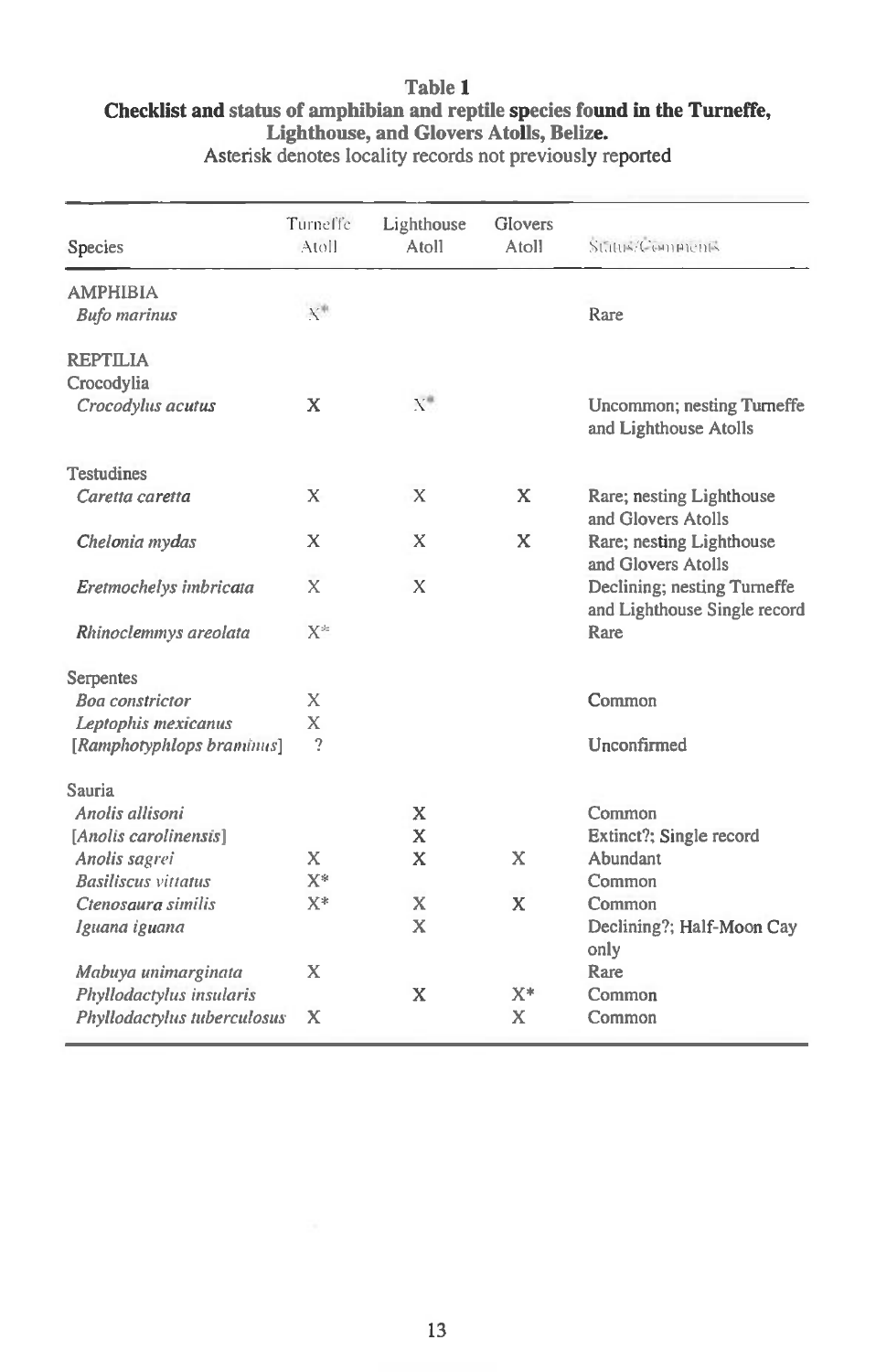**Table 1**
**Checklist and status of amphibian and reptile species found in the Turneffe, Lighthouse, and Glovers Atolls, Belize.**
Asterisk denotes locality records not previously reported

| Species | Turneffe Atoll | Lighthouse Atoll | Glovers Atoll | Status/Comments |
|---|---|---|---|---|
| AMPHIBIA | | | | |
| *Bufo marinus* | X* | | | Rare |
| REPTILIA | | | | |
| Crocodylia | | | | |
| *Crocodylus acutus* | X | X* | | Uncommon; nesting Turneffe and Lighthouse Atolls |
| Testudines | | | | |
| *Caretta caretta* | X | X | X | Rare; nesting Lighthouse and Glovers Atolls |
| *Chelonia mydas* | X | X | X | Rare; nesting Lighthouse and Glovers Atolls |
| *Eretmochelys imbricata* | X | X | | Declining; nesting Turneffe and Lighthouse Single record |
| *Rhinoclemmys areolata* | X* | | | Rare |
| Serpentes | | | | |
| *Boa constrictor* | X | | | Common |
| *Leptophis mexicanus* | X | | | |
| [*Ramphotyphlops braminus*] | ? | | | Unconfirmed |
| Sauria | | | | |
| *Anolis allisoni* | | X | | Common |
| [*Anolis carolinensis*] | | X | | Extinct?; Single record |
| *Anolis sagrei* | X | X | X | Abundant |
| *Basiliscus vittatus* | X* | | | Common |
| *Ctenosaura similis* | X* | X | X | Common |
| *Iguana iguana* | | X | | Declining?; Half-Moon Cay only |
| *Mabuya unimarginata* | X | | | Rare |
| *Phyllodactylus insularis* | | X | X* | Common |
| *Phyllodactylus tuberculosus* | X | | X | Common |